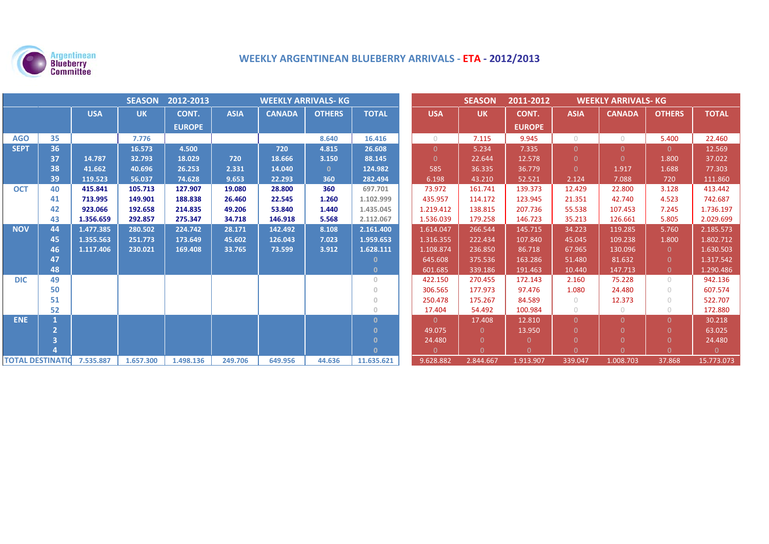Argentinean Blueberry Committee

# WEEKLY ARGENTINEAN BLUEBERRY ARRIVALS - ETA - 2012/2013

| | | SEASON 2012-2013 WEEKLY ARRIVALS- KG | | | | | | | SEASON 2011-2012 WEEKLY ARRIVALS- KG | | | | | | |
|---|---|---|---|---|---|---|---|---|---|---|---|---|---|---|---|
| | | USA | UK | CONT. EUROPE | ASIA | CANADA | OTHERS | TOTAL | USA | UK | CONT. EUROPE | ASIA | CANADA | OTHERS | TOTAL |
| AGO | 35 | | 7.776 | | | | 8.640 | 16.416 | 0 | 7.115 | 9.945 | 0 | 0 | 5.400 | 22.460 |
| SEPT | 36 | | 16.573 | 4.500 | | 720 | 4.815 | 26.608 | 0 | 5.234 | 7.335 | 0 | 0 | 0 | 12.569 |
| | 37 | 14.787 | 32.793 | 18.029 | 720 | 18.666 | 3.150 | 88.145 | 0 | 22.644 | 12.578 | 0 | 0 | 1.800 | 37.022 |
| | 38 | 41.662 | 40.696 | 26.253 | 2.331 | 14.040 | 0 | 124.982 | 585 | 36.335 | 36.779 | 0 | 1.917 | 1.688 | 77.303 |
| | 39 | 119.523 | 56.037 | 74.628 | 9.653 | 22.293 | 360 | 282.494 | 6.198 | 43.210 | 52.521 | 2.124 | 7.088 | 720 | 111.860 |
| OCT | 40 | 415.841 | 105.713 | 127.907 | 19.080 | 28.800 | 360 | 697.701 | 73.972 | 161.741 | 139.373 | 12.429 | 22.800 | 3.128 | 413.442 |
| | 41 | 713.995 | 149.901 | 188.838 | 26.460 | 22.545 | 1.260 | 1.102.999 | 435.957 | 114.172 | 123.945 | 21.351 | 42.740 | 4.523 | 742.687 |
| | 42 | 923.066 | 192.658 | 214.835 | 49.206 | 53.840 | 1.440 | 1.435.045 | 1.219.412 | 138.815 | 207.736 | 55.538 | 107.453 | 7.245 | 1.736.197 |
| | 43 | 1.356.659 | 292.857 | 275.347 | 34.718 | 146.918 | 5.568 | 2.112.067 | 1.536.039 | 179.258 | 146.723 | 35.213 | 126.661 | 5.805 | 2.029.699 |
| NOV | 44 | 1.477.385 | 280.502 | 224.742 | 28.171 | 142.492 | 8.108 | 2.161.400 | 1.614.047 | 266.544 | 145.715 | 34.223 | 119.285 | 5.760 | 2.185.573 |
| | 45 | 1.355.563 | 251.773 | 173.649 | 45.602 | 126.043 | 7.023 | 1.959.653 | 1.316.355 | 222.434 | 107.840 | 45.045 | 109.238 | 1.800 | 1.802.712 |
| | 46 | 1.117.406 | 230.021 | 169.408 | 33.765 | 73.599 | 3.912 | 1.628.111 | 1.108.874 | 236.850 | 86.718 | 67.965 | 130.096 | 0 | 1.630.503 |
| | 47 | | | | | | | 0 | 645.608 | 375.536 | 163.286 | 51.480 | 81.632 | 0 | 1.317.542 |
| | 48 | | | | | | | 0 | 601.685 | 339.186 | 191.463 | 10.440 | 147.713 | 0 | 1.290.486 |
| DIC | 49 | | | | | | | 0 | 422.150 | 270.455 | 172.143 | 2.160 | 75.228 | 0 | 942.136 |
| | 50 | | | | | | | 0 | 306.565 | 177.973 | 97.476 | 1.080 | 24.480 | 0 | 607.574 |
| | 51 | | | | | | | 0 | 250.478 | 175.267 | 84.589 | 0 | 12.373 | 0 | 522.707 |
| | 52 | | | | | | | 0 | 17.404 | 54.492 | 100.984 | 0 | 0 | 0 | 172.880 |
| ENE | 1 | | | | | | | 0 | 0 | 17.408 | 12.810 | 0 | 0 | 0 | 30.218 |
| | 2 | | | | | | | 0 | 49.075 | 0 | 13.950 | 0 | 0 | 0 | 63.025 |
| | 3 | | | | | | | 0 | 24.480 | 0 | 0 | 0 | 0 | 0 | 24.480 |
| | 4 | | | | | | | 0 | 0 | 0 | 0 | 0 | 0 | 0 | 0 |
| TOTAL DESTINATIO | | 7.535.887 | 1.657.300 | 1.498.136 | 249.706 | 649.956 | 44.636 | 11.635.621 | 9.628.882 | 2.844.667 | 1.913.907 | 339.047 | 1.008.703 | 37.868 | 15.773.073 |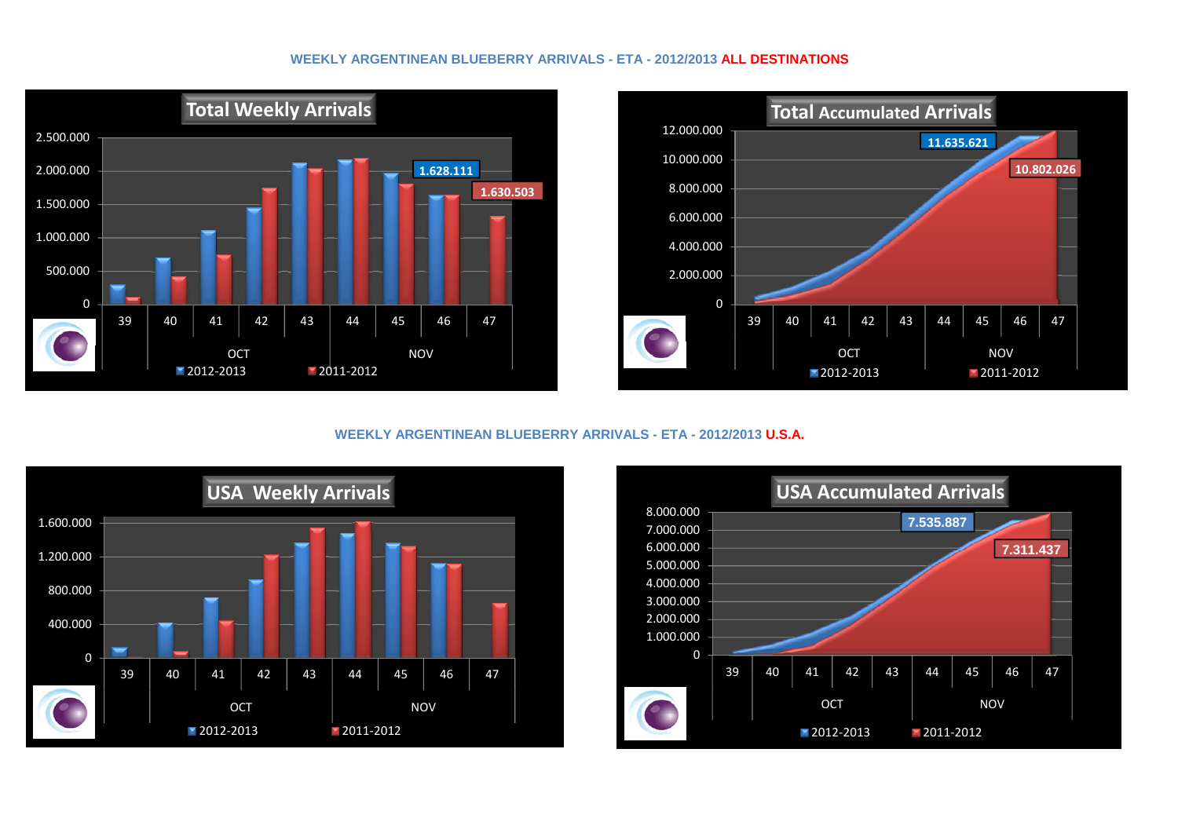## WEEKLY ARGENTINEAN BLUEBERRY ARRIVALS - ETA - 2012/2013 **ALL DESTINATIONS**

### Total Weekly Arrivals

2.500.000
2.000.000
1.500.000
1.000.000
500.000
0

1.628.111

1.630.503

39 40 41 42 43 44 45 46 47

OCT NOV

2012-2013 2011-2012

### Total Accumulated Arrivals

12.000.000
10.000.000
8.000.000
6.000.000
4.000.000
2.000.000
0

11.635.621

10.802.026

39 40 41 42 43 44 45 46 47

OCT NOV

2012-2013 2011-2012

## WEEKLY ARGENTINEAN BLUEBERRY ARRIVALS - ETA - 2012/2013 **U.S.A.**

### USA Weekly Arrivals

1.600.000
1.200.000
800.000
400.000
0

39 40 41 42 43 44 45 46 47

OCT NOV

2012-2013 2011-2012

### USA Accumulated Arrivals

8.000.000
7.000.000
6.000.000
5.000.000
4.000.000
3.000.000
2.000.000
1.000.000
0

7.535.887

7.311.437

39 40 41 42 43 44 45 46 47

OCT NOV

2012-2013 2011-2012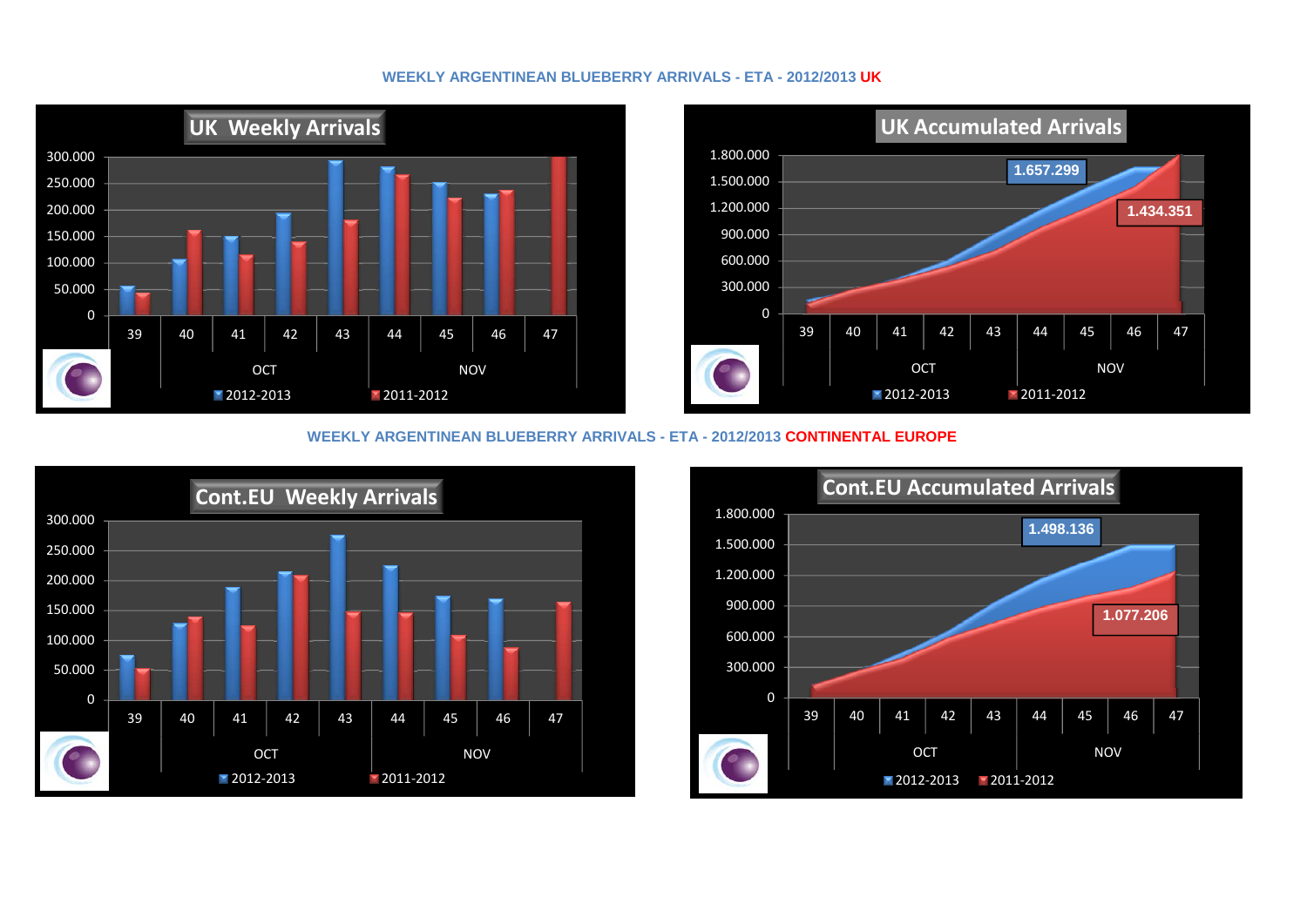## WEEKLY ARGENTINEAN BLUEBERRY ARRIVALS - ETA - 2012/2013 UK

**UK Weekly Arrivals**

300.000
250.000
200.000
150.000
100.000
50.000
0

39 40 41 42 43 44 45 46 47

OCT NOV

2012-2013 2011-2012

**UK Accumulated Arrivals**

1.800.000
1.500.000
1.200.000
900.000
600.000
300.000
0

1.657.299

1.434.351

39 40 41 42 43 44 45 46 47

OCT NOV

2012-2013 2011-2012

## WEEKLY ARGENTINEAN BLUEBERRY ARRIVALS - ETA - 2012/2013 CONTINENTAL EUROPE

**Cont.EU Weekly Arrivals**

300.000
250.000
200.000
150.000
100.000
50.000
0

39 40 41 42 43 44 45 46 47

OCT NOV

2012-2013 2011-2012

**Cont.EU Accumulated Arrivals**

1.800.000
1.500.000
1.200.000
900.000
600.000
300.000
0

1.498.136

1.077.206

39 40 41 42 43 44 45 46 47

OCT NOV

2012-2013 2011-2012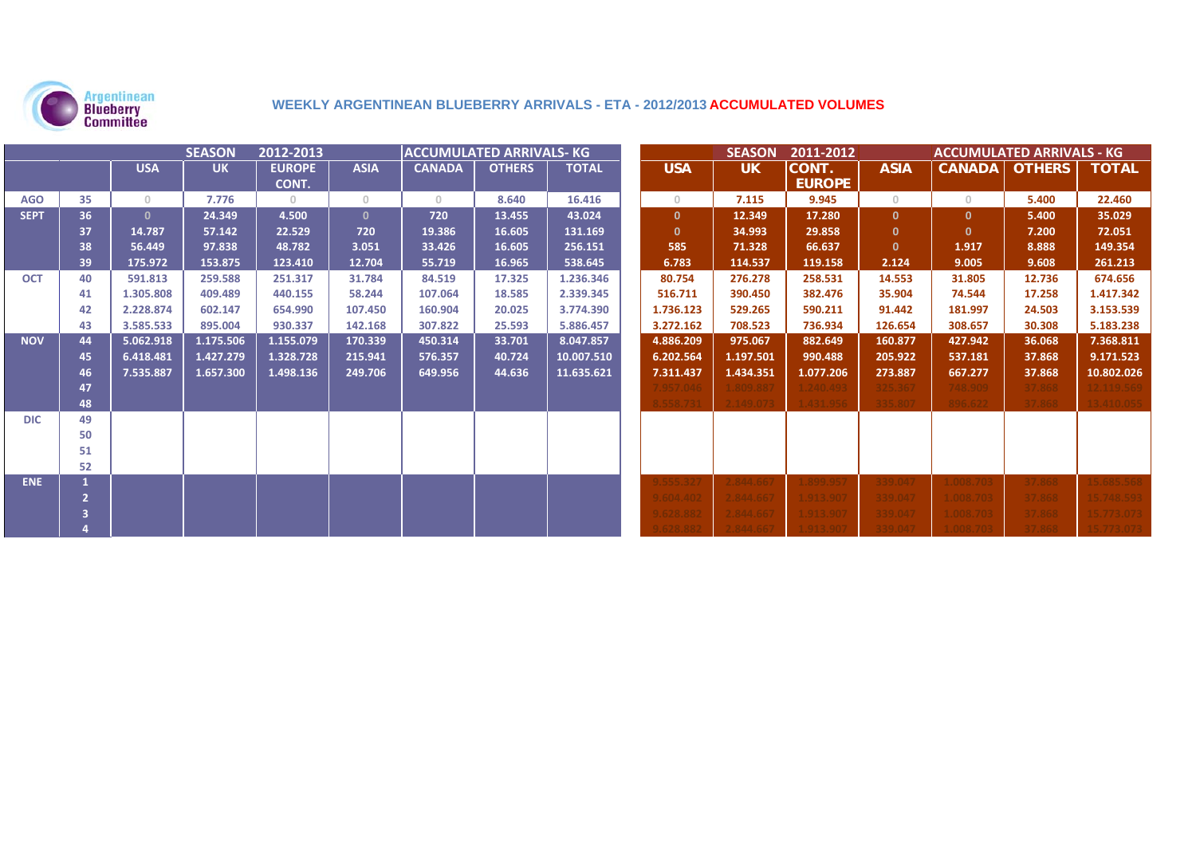Argentinean Blueberry Committee

## WEEKLY ARGENTINEAN BLUEBERRY ARRIVALS - ETA - 2012/2013 ACCUMULATED VOLUMES

| | | SEASON 2012-2013 ACCUMULATED ARRIVALS- KG | | | | | | | SEASON 2011-2012 ACCUMULATED ARRIVALS - KG | | | | | | |
|---|---|---|---|---|---|---|---|---|---|---|---|---|---|---|---|
| | | USA | UK | EUROPE CONT. | ASIA | CANADA | OTHERS | TOTAL | USA | UK | CONT. EUROPE | ASIA | CANADA | OTHERS | TOTAL |
| AGO | 35 | 0 | 7.776 | 0 | 0 | 0 | 8.640 | 16.416 | 0 | 7.115 | 9.945 | 0 | 0 | 5.400 | 22.460 |
| SEPT | 36 | 0 | 24.349 | 4.500 | 0 | 720 | 13.455 | 43.024 | 0 | 12.349 | 17.280 | 0 | 0 | 5.400 | 35.029 |
| | 37 | 14.787 | 57.142 | 22.529 | 720 | 19.386 | 16.605 | 131.169 | 0 | 34.993 | 29.858 | 0 | 0 | 7.200 | 72.051 |
| | 38 | 56.449 | 97.838 | 48.782 | 3.051 | 33.426 | 16.605 | 256.151 | 585 | 71.328 | 66.637 | 0 | 1.917 | 8.888 | 149.354 |
| | 39 | 175.972 | 153.875 | 123.410 | 12.704 | 55.719 | 16.965 | 538.645 | 6.783 | 114.537 | 119.158 | 2.124 | 9.005 | 9.608 | 261.213 |
| OCT | 40 | 591.813 | 259.588 | 251.317 | 31.784 | 84.519 | 17.325 | 1.236.346 | 80.754 | 276.278 | 258.531 | 14.553 | 31.805 | 12.736 | 674.656 |
| | 41 | 1.305.808 | 409.489 | 440.155 | 58.244 | 107.064 | 18.585 | 2.339.345 | 516.711 | 390.450 | 382.476 | 35.904 | 74.544 | 17.258 | 1.417.342 |
| | 42 | 2.228.874 | 602.147 | 654.990 | 107.450 | 160.904 | 20.025 | 3.774.390 | 1.736.123 | 529.265 | 590.211 | 91.442 | 181.997 | 24.503 | 3.153.539 |
| | 43 | 3.585.533 | 895.004 | 930.337 | 142.168 | 307.822 | 25.593 | 5.886.457 | 3.272.162 | 708.523 | 736.934 | 126.654 | 308.657 | 30.308 | 5.183.238 |
| NOV | 44 | 5.062.918 | 1.175.506 | 1.155.079 | 170.339 | 450.314 | 33.701 | 8.047.857 | 4.886.209 | 975.067 | 882.649 | 160.877 | 427.942 | 36.068 | 7.368.811 |
| | 45 | 6.418.481 | 1.427.279 | 1.328.728 | 215.941 | 576.357 | 40.724 | 10.007.510 | 6.202.564 | 1.197.501 | 990.488 | 205.922 | 537.181 | 37.868 | 9.171.523 |
| | 46 | 7.535.887 | 1.657.300 | 1.498.136 | 249.706 | 649.956 | 44.636 | 11.635.621 | 7.311.437 | 1.434.351 | 1.077.206 | 273.887 | 667.277 | 37.868 | 10.802.026 |
| | 47 | | | | | | | | 7.957.046 | 1.809.887 | 1.240.493 | 325.367 | 748.909 | 37.868 | 12.119.569 |
| | 48 | | | | | | | | 8.558.731 | 2.149.073 | 1.431.956 | 335.807 | 896.622 | 37.868 | 13.410.055 |
| DIC | 49 | | | | | | | | | | | | | | |
| | 50 | | | | | | | | | | | | | | |
| | 51 | | | | | | | | | | | | | | |
| | 52 | | | | | | | | | | | | | | |
| ENE | 1 | | | | | | | | 9.555.327 | 2.844.667 | 1.899.957 | 339.047 | 1.008.703 | 37.868 | 15.685.568 |
| | 2 | | | | | | | | 9.604.402 | 2.844.667 | 1.913.907 | 339.047 | 1.008.703 | 37.868 | 15.748.593 |
| | 3 | | | | | | | | 9.628.882 | 2.844.667 | 1.913.907 | 339.047 | 1.008.703 | 37.868 | 15.773.073 |
| | 4 | | | | | | | | 9.628.882 | 2.844.667 | 1.913.907 | 339.047 | 1.008.703 | 37.868 | 15.773.073 |